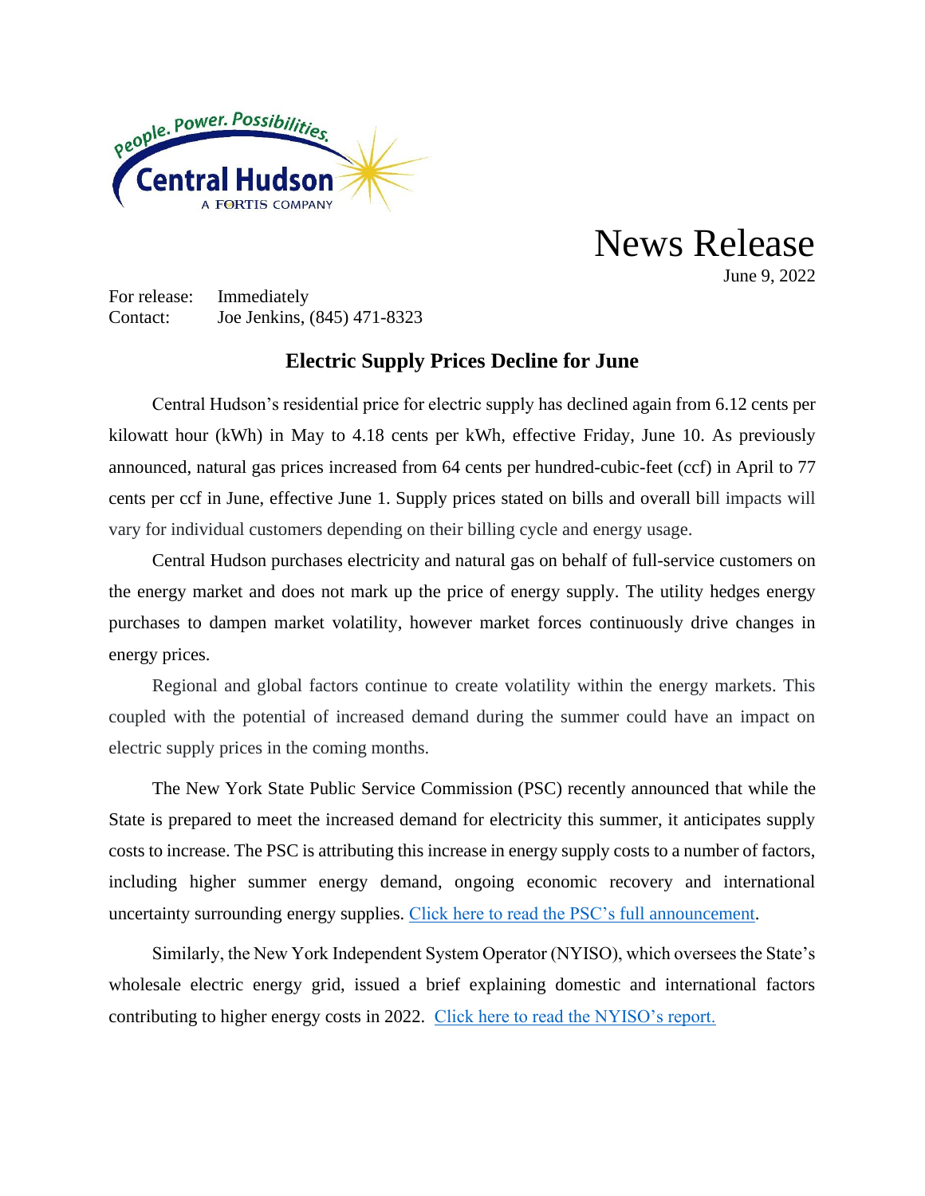People. Power. Possibilities.

Central Hudson

A FORTIS COMPANY

# News Release

June 9, 2022

For release: Immediately
Contact: Joe Jenkins, (845) 471-8323

## Electric Supply Prices Decline for June

Central Hudson's residential price for electric supply has declined again from 6.12 cents per kilowatt hour (kWh) in May to 4.18 cents per kWh, effective Friday, June 10. As previously announced, natural gas prices increased from 64 cents per hundred-cubic-feet (ccf) in April to 77 cents per ccf in June, effective June 1. Supply prices stated on bills and overall bill impacts will vary for individual customers depending on their billing cycle and energy usage.

Central Hudson purchases electricity and natural gas on behalf of full-service customers on the energy market and does not mark up the price of energy supply. The utility hedges energy purchases to dampen market volatility, however market forces continuously drive changes in energy prices.

Regional and global factors continue to create volatility within the energy markets. This coupled with the potential of increased demand during the summer could have an impact on electric supply prices in the coming months.

The New York State Public Service Commission (PSC) recently announced that while the State is prepared to meet the increased demand for electricity this summer, it anticipates supply costs to increase. The PSC is attributing this increase in energy supply costs to a number of factors, including higher summer energy demand, ongoing economic recovery and international uncertainty surrounding energy supplies. Click here to read the PSC's full announcement.

Similarly, the New York Independent System Operator (NYISO), which oversees the State's wholesale electric energy grid, issued a brief explaining domestic and international factors contributing to higher energy costs in 2022. Click here to read the NYISO's report.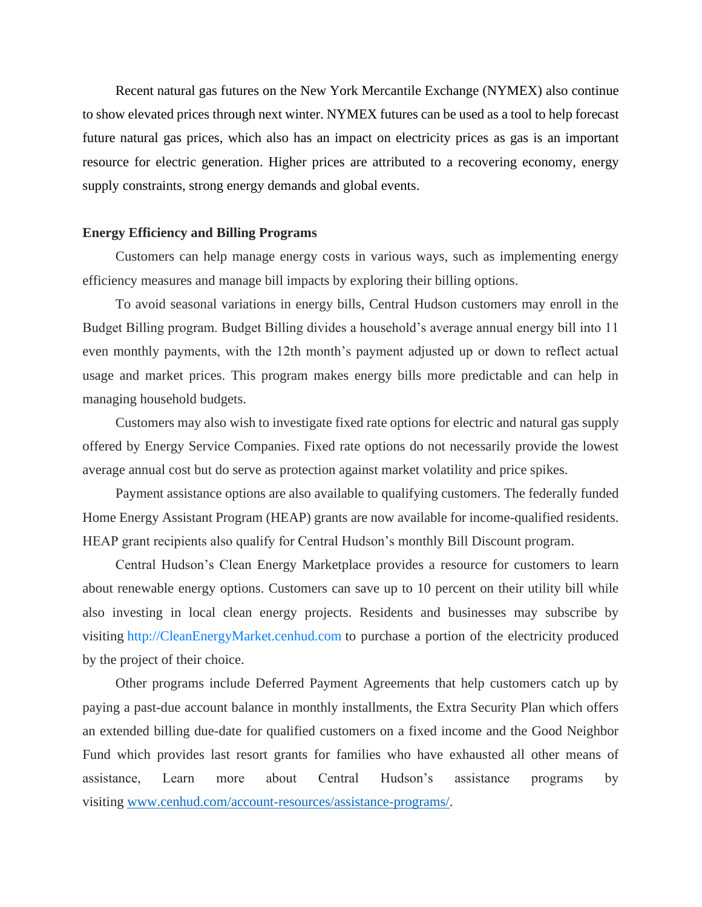Recent natural gas futures on the New York Mercantile Exchange (NYMEX) also continue to show elevated prices through next winter. NYMEX futures can be used as a tool to help forecast future natural gas prices, which also has an impact on electricity prices as gas is an important resource for electric generation. Higher prices are attributed to a recovering economy, energy supply constraints, strong energy demands and global events.

**Energy Efficiency and Billing Programs**

Customers can help manage energy costs in various ways, such as implementing energy efficiency measures and manage bill impacts by exploring their billing options.

To avoid seasonal variations in energy bills, Central Hudson customers may enroll in the Budget Billing program. Budget Billing divides a household's average annual energy bill into 11 even monthly payments, with the 12th month's payment adjusted up or down to reflect actual usage and market prices. This program makes energy bills more predictable and can help in managing household budgets.

Customers may also wish to investigate fixed rate options for electric and natural gas supply offered by Energy Service Companies. Fixed rate options do not necessarily provide the lowest average annual cost but do serve as protection against market volatility and price spikes.

Payment assistance options are also available to qualifying customers. The federally funded Home Energy Assistant Program (HEAP) grants are now available for income-qualified residents. HEAP grant recipients also qualify for Central Hudson's monthly Bill Discount program.

Central Hudson's Clean Energy Marketplace provides a resource for customers to learn about renewable energy options. Customers can save up to 10 percent on their utility bill while also investing in local clean energy projects. Residents and businesses may subscribe by visiting http://CleanEnergyMarket.cenhud.com to purchase a portion of the electricity produced by the project of their choice.

Other programs include Deferred Payment Agreements that help customers catch up by paying a past-due account balance in monthly installments, the Extra Security Plan which offers an extended billing due-date for qualified customers on a fixed income and the Good Neighbor Fund which provides last resort grants for families who have exhausted all other means of assistance, Learn more about Central Hudson's assistance programs by visiting www.cenhud.com/account-resources/assistance-programs/.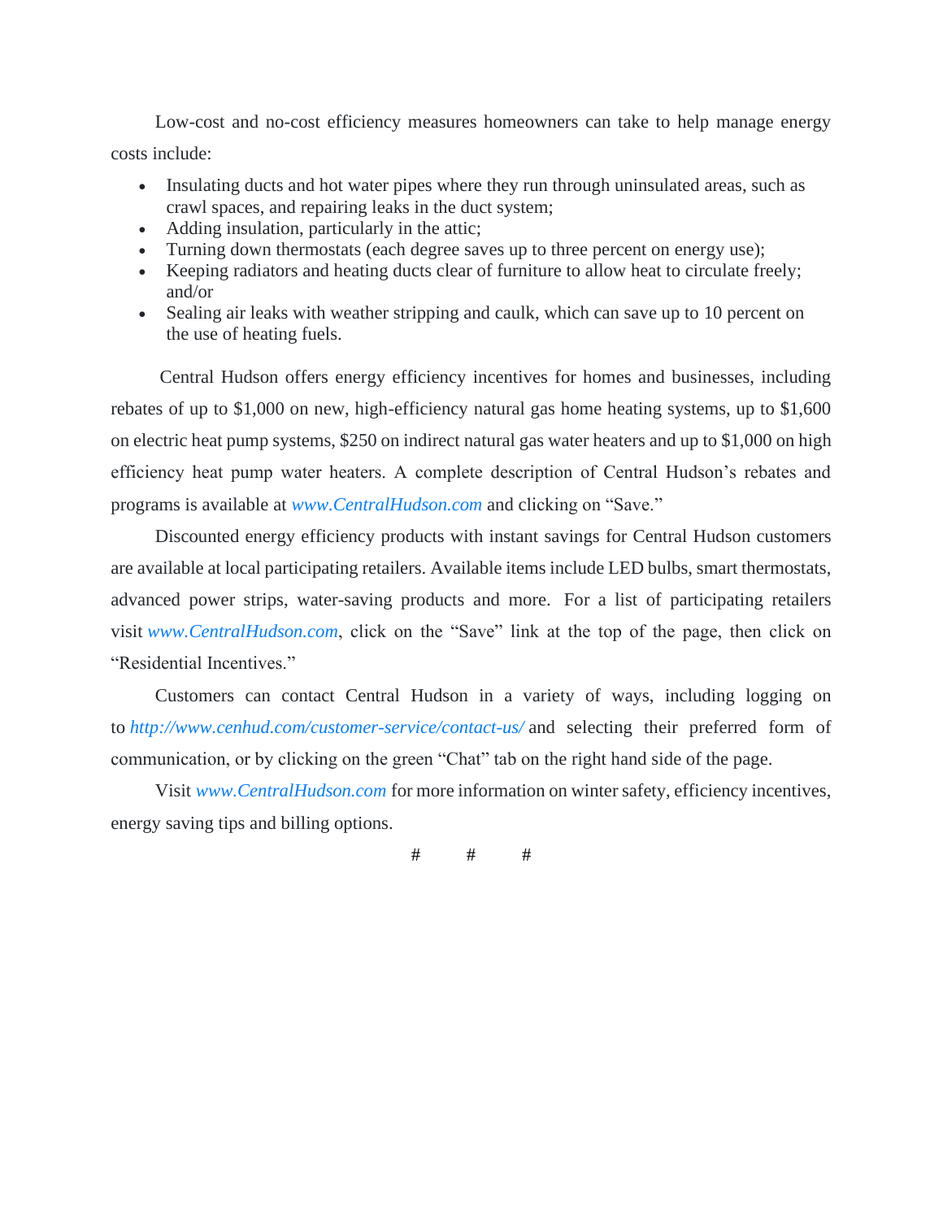Low-cost and no-cost efficiency measures homeowners can take to help manage energy costs include:

- Insulating ducts and hot water pipes where they run through uninsulated areas, such as crawl spaces, and repairing leaks in the duct system;
- Adding insulation, particularly in the attic;
- Turning down thermostats (each degree saves up to three percent on energy use);
- Keeping radiators and heating ducts clear of furniture to allow heat to circulate freely; and/or
- Sealing air leaks with weather stripping and caulk, which can save up to 10 percent on the use of heating fuels.

Central Hudson offers energy efficiency incentives for homes and businesses, including rebates of up to $1,000 on new, high-efficiency natural gas home heating systems, up to $1,600 on electric heat pump systems, $250 on indirect natural gas water heaters and up to $1,000 on high efficiency heat pump water heaters. A complete description of Central Hudson's rebates and programs is available at *www.CentralHudson.com* and clicking on "Save."

Discounted energy efficiency products with instant savings for Central Hudson customers are available at local participating retailers. Available items include LED bulbs, smart thermostats, advanced power strips, water-saving products and more. For a list of participating retailers visit *www.CentralHudson.com*, click on the "Save" link at the top of the page, then click on "Residential Incentives."

Customers can contact Central Hudson in a variety of ways, including logging on to *http://www.cenhud.com/customer-service/contact-us/* and selecting their preferred form of communication, or by clicking on the green "Chat" tab on the right hand side of the page.

Visit *www.CentralHudson.com* for more information on winter safety, efficiency incentives, energy saving tips and billing options.

# # #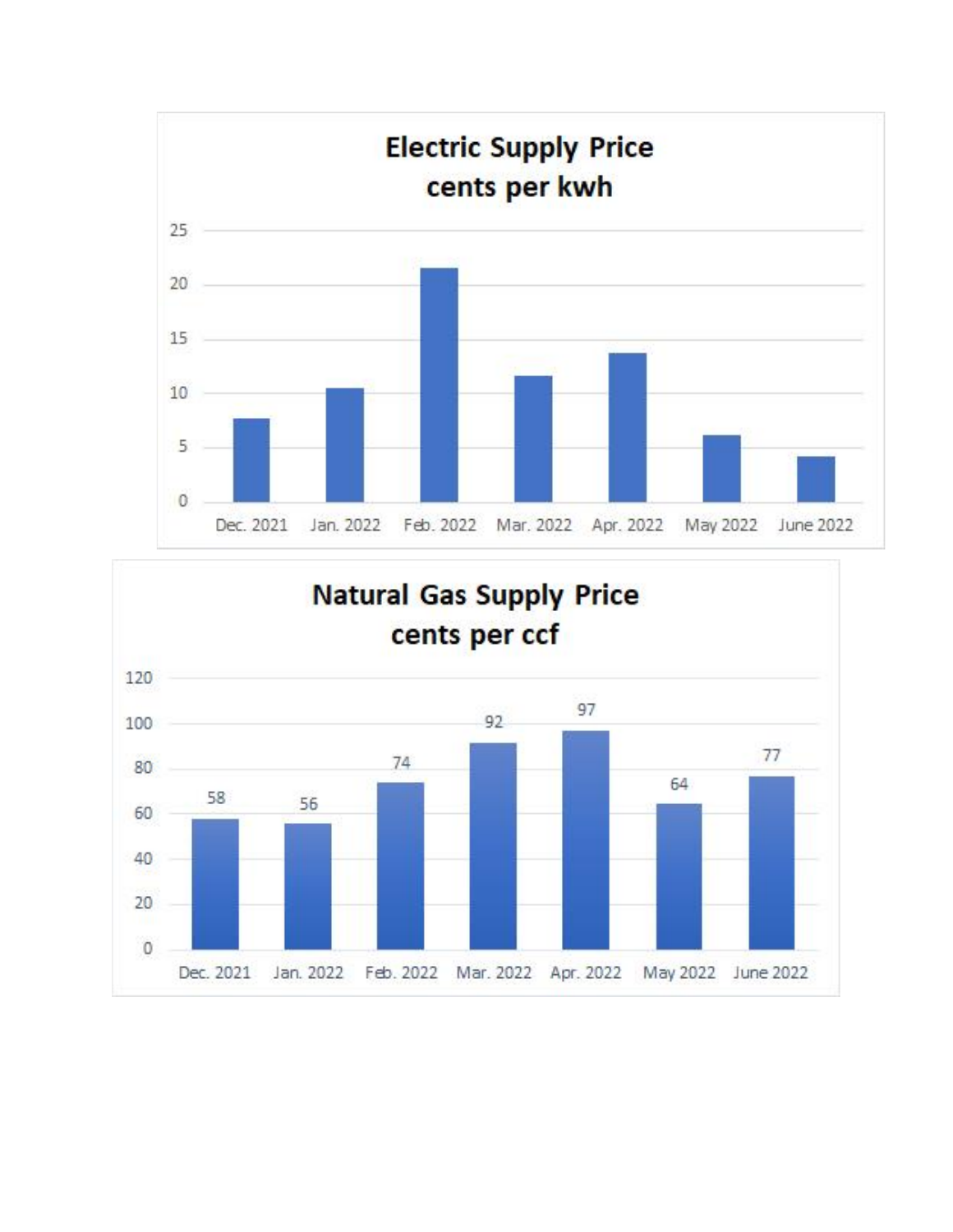## Electric Supply Price
cents per kwh

| Month | cents per kwh |
| --- | --- |
| Dec. 2021 | |
| Jan. 2022 | |
| Feb. 2022 | |
| Mar. 2022 | |
| Apr. 2022 | |
| May 2022 | |
| June 2022 | |

## Natural Gas Supply Price
cents per ccf

| Month | cents per ccf |
| --- | --- |
| Dec. 2021 | 58 |
| Jan. 2022 | 56 |
| Feb. 2022 | 74 |
| Mar. 2022 | 92 |
| Apr. 2022 | 97 |
| May 2022 | 64 |
| June 2022 | 77 |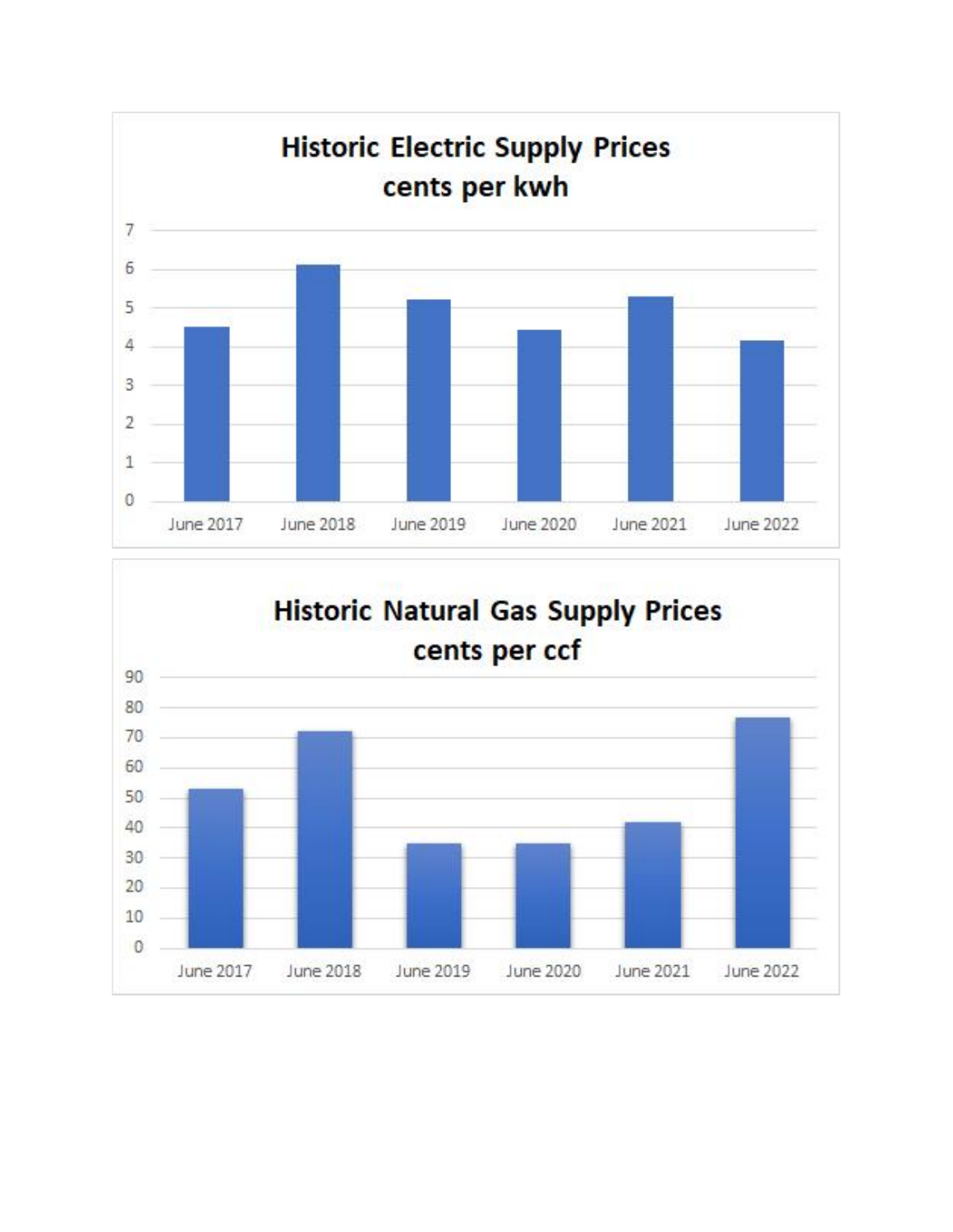## Historic Electric Supply Prices
### cents per kwh

| | Value (approx.) |
|---|---|
| June 2017 | 4.5 |
| June 2018 | 6.1 |
| June 2019 | 5.2 |
| June 2020 | 4.4 |
| June 2021 | 5.3 |
| June 2022 | 4.2 |

## Historic Natural Gas Supply Prices
### cents per ccf

| | Value (approx.) |
|---|---|
| June 2017 | 53 |
| June 2018 | 72 |
| June 2019 | 35 |
| June 2020 | 35 |
| June 2021 | 42 |
| June 2022 | 77 |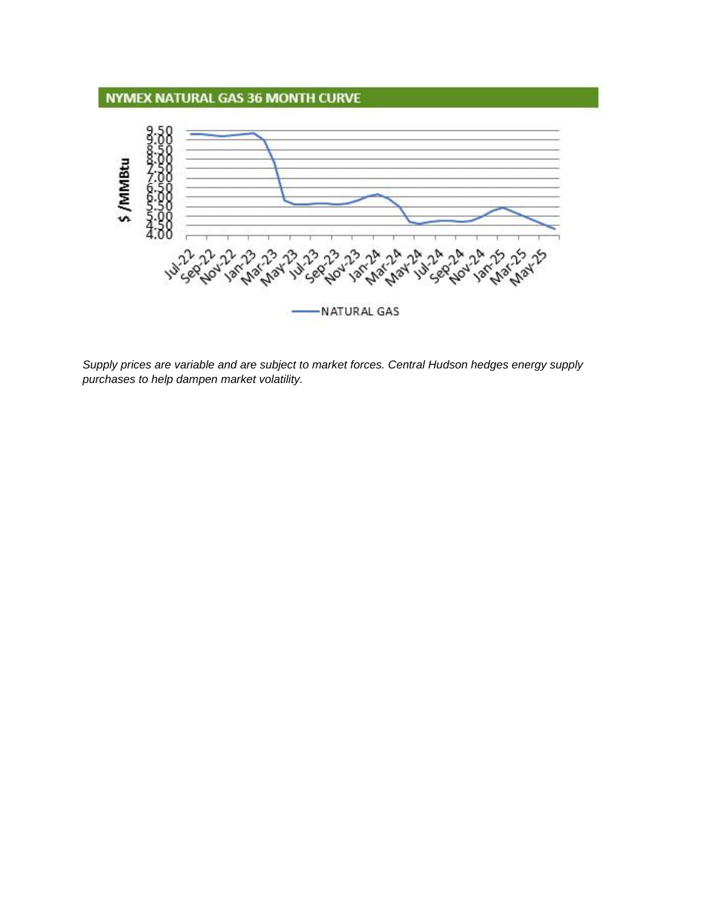## NYMEX NATURAL GAS 36 MONTH CURVE

$ /MMBtu

9.50
9.00
8.50
8.00
7.50
7.00
6.50
6.00
5.50
5.00
4.50
4.00

Jul-22 Sep-22 Nov-22 Jan-23 Mar-23 May-23 Jul-23 Sep-23 Nov-23 Jan-24 Mar-24 May-24 Jul-24 Sep-24 Nov-24 Jan-25 Mar-25 May-25

NATURAL GAS

*Supply prices are variable and are subject to market forces. Central Hudson hedges energy supply purchases to help dampen market volatility.*